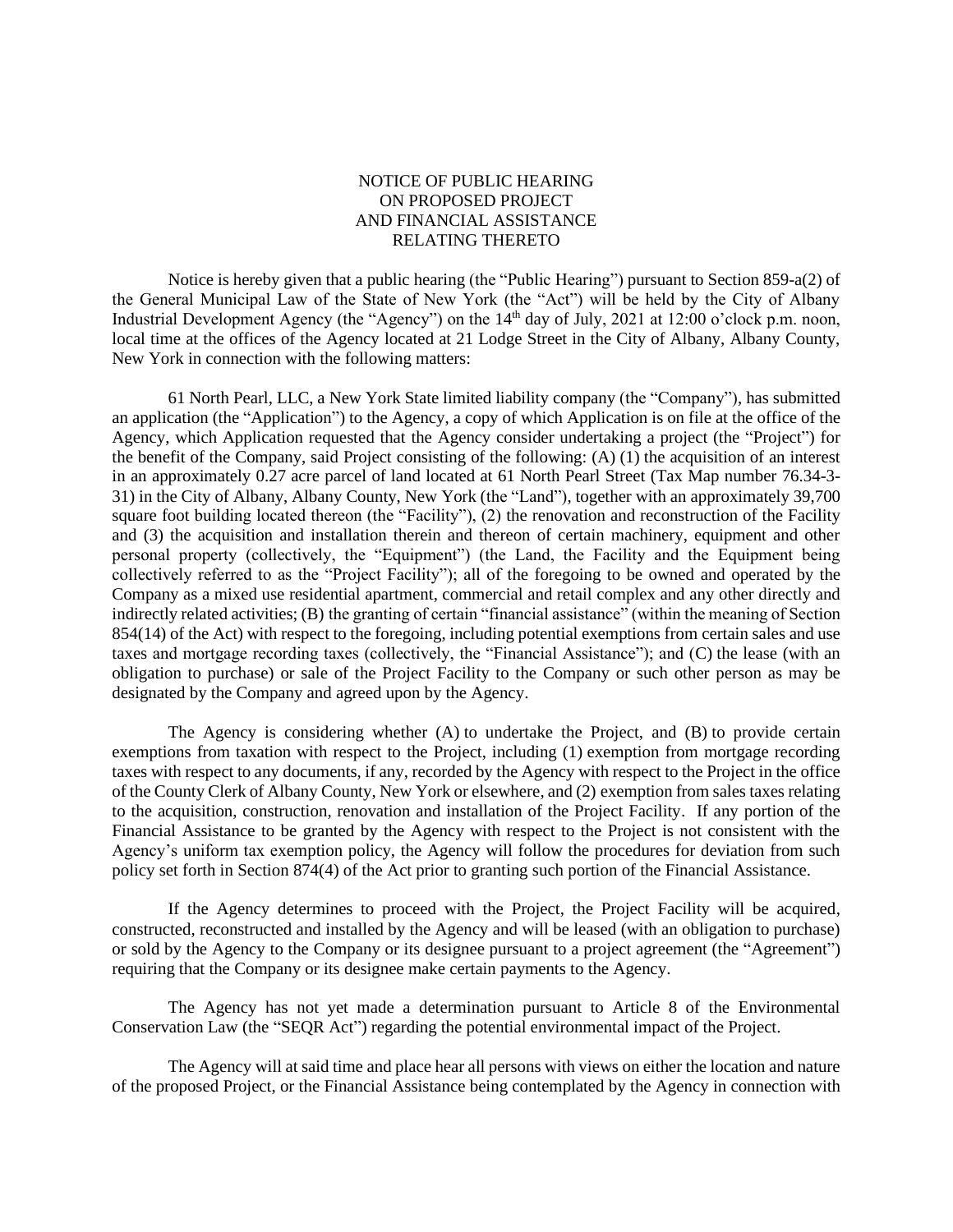# NOTICE OF PUBLIC HEARING ON PROPOSED PROJECT AND FINANCIAL ASSISTANCE RELATING THERETO

Notice is hereby given that a public hearing (the "Public Hearing") pursuant to Section 859-a(2) of the General Municipal Law of the State of New York (the "Act") will be held by the City of Albany Industrial Development Agency (the "Agency") on the 14th day of July, 2021 at 12:00 o'clock p.m. noon, local time at the offices of the Agency located at 21 Lodge Street in the City of Albany, Albany County, New York in connection with the following matters:

61 North Pearl, LLC, a New York State limited liability company (the "Company"), has submitted an application (the "Application") to the Agency, a copy of which Application is on file at the office of the Agency, which Application requested that the Agency consider undertaking a project (the "Project") for the benefit of the Company, said Project consisting of the following: (A) (1) the acquisition of an interest in an approximately 0.27 acre parcel of land located at 61 North Pearl Street (Tax Map number 76.34-3-31) in the City of Albany, Albany County, New York (the "Land"), together with an approximately 39,700 square foot building located thereon (the "Facility"), (2) the renovation and reconstruction of the Facility and (3) the acquisition and installation therein and thereon of certain machinery, equipment and other personal property (collectively, the "Equipment") (the Land, the Facility and the Equipment being collectively referred to as the "Project Facility"); all of the foregoing to be owned and operated by the Company as a mixed use residential apartment, commercial and retail complex and any other directly and indirectly related activities; (B) the granting of certain "financial assistance" (within the meaning of Section 854(14) of the Act) with respect to the foregoing, including potential exemptions from certain sales and use taxes and mortgage recording taxes (collectively, the "Financial Assistance"); and (C) the lease (with an obligation to purchase) or sale of the Project Facility to the Company or such other person as may be designated by the Company and agreed upon by the Agency.

The Agency is considering whether (A) to undertake the Project, and (B) to provide certain exemptions from taxation with respect to the Project, including (1) exemption from mortgage recording taxes with respect to any documents, if any, recorded by the Agency with respect to the Project in the office of the County Clerk of Albany County, New York or elsewhere, and (2) exemption from sales taxes relating to the acquisition, construction, renovation and installation of the Project Facility. If any portion of the Financial Assistance to be granted by the Agency with respect to the Project is not consistent with the Agency's uniform tax exemption policy, the Agency will follow the procedures for deviation from such policy set forth in Section 874(4) of the Act prior to granting such portion of the Financial Assistance.

If the Agency determines to proceed with the Project, the Project Facility will be acquired, constructed, reconstructed and installed by the Agency and will be leased (with an obligation to purchase) or sold by the Agency to the Company or its designee pursuant to a project agreement (the "Agreement") requiring that the Company or its designee make certain payments to the Agency.

The Agency has not yet made a determination pursuant to Article 8 of the Environmental Conservation Law (the "SEQR Act") regarding the potential environmental impact of the Project.

The Agency will at said time and place hear all persons with views on either the location and nature of the proposed Project, or the Financial Assistance being contemplated by the Agency in connection with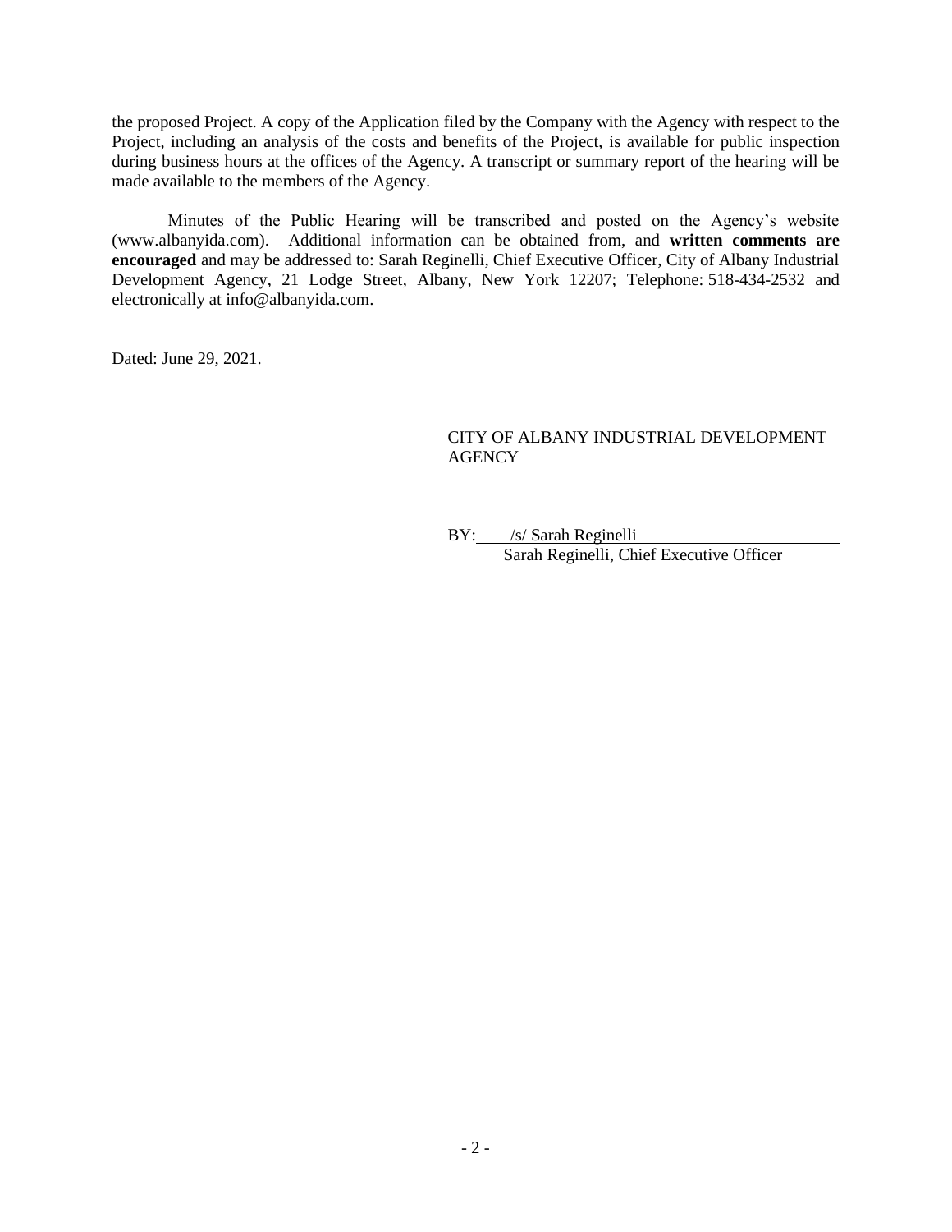the proposed Project. A copy of the Application filed by the Company with the Agency with respect to the Project, including an analysis of the costs and benefits of the Project, is available for public inspection during business hours at the offices of the Agency. A transcript or summary report of the hearing will be made available to the members of the Agency.

Minutes of the Public Hearing will be transcribed and posted on the Agency's website (www.albanyida.com). Additional information can be obtained from, and **written comments are encouraged** and may be addressed to: Sarah Reginelli, Chief Executive Officer, City of Albany Industrial Development Agency, 21 Lodge Street, Albany, New York 12207; Telephone: 518-434-2532 and electronically at info@albanyida.com.

Dated: June 29, 2021.

CITY OF ALBANY INDUSTRIAL DEVELOPMENT AGENCY

BY: /s/ Sarah Reginelli
Sarah Reginelli, Chief Executive Officer